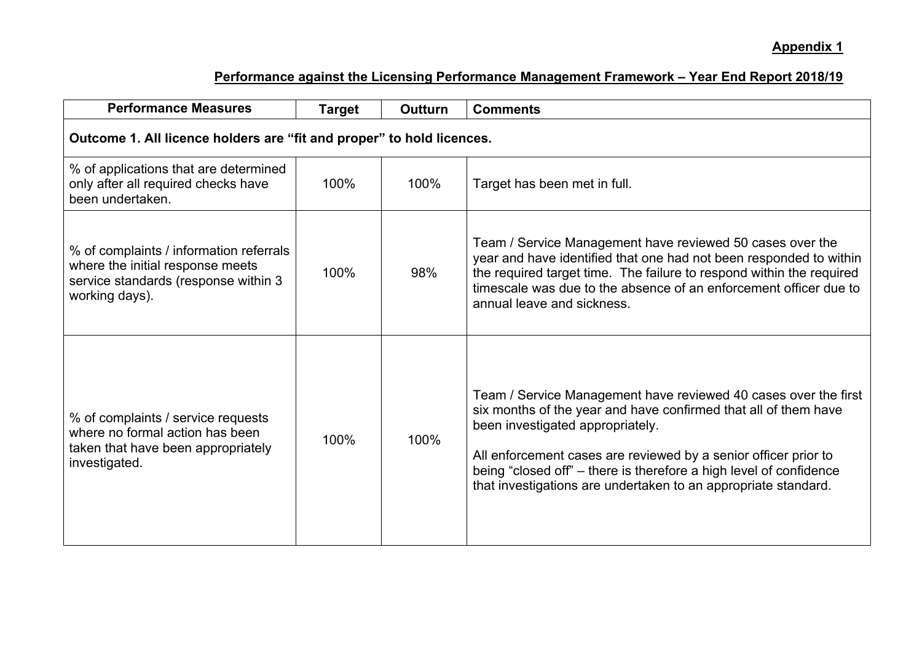**Appendix 1**

**Performance against the Licensing Performance Management Framework – Year End Report 2018/19**

| Performance Measures | Target | Outturn | Comments |
|---|---|---|---|
| **Outcome 1. All licence holders are "fit and proper" to hold licences.** | | | |
| % of applications that are determined only after all required checks have been undertaken. | 100% | 100% | Target has been met in full. |
| % of complaints / information referrals where the initial response meets service standards (response within 3 working days). | 100% | 98% | Team / Service Management have reviewed 50 cases over the year and have identified that one had not been responded to within the required target time. The failure to respond within the required timescale was due to the absence of an enforcement officer due to annual leave and sickness. |
| % of complaints / service requests where no formal action has been taken that have been appropriately investigated. | 100% | 100% | Team / Service Management have reviewed 40 cases over the first six months of the year and have confirmed that all of them have been investigated appropriately.<br><br>All enforcement cases are reviewed by a senior officer prior to being "closed off" – there is therefore a high level of confidence that investigations are undertaken to an appropriate standard. |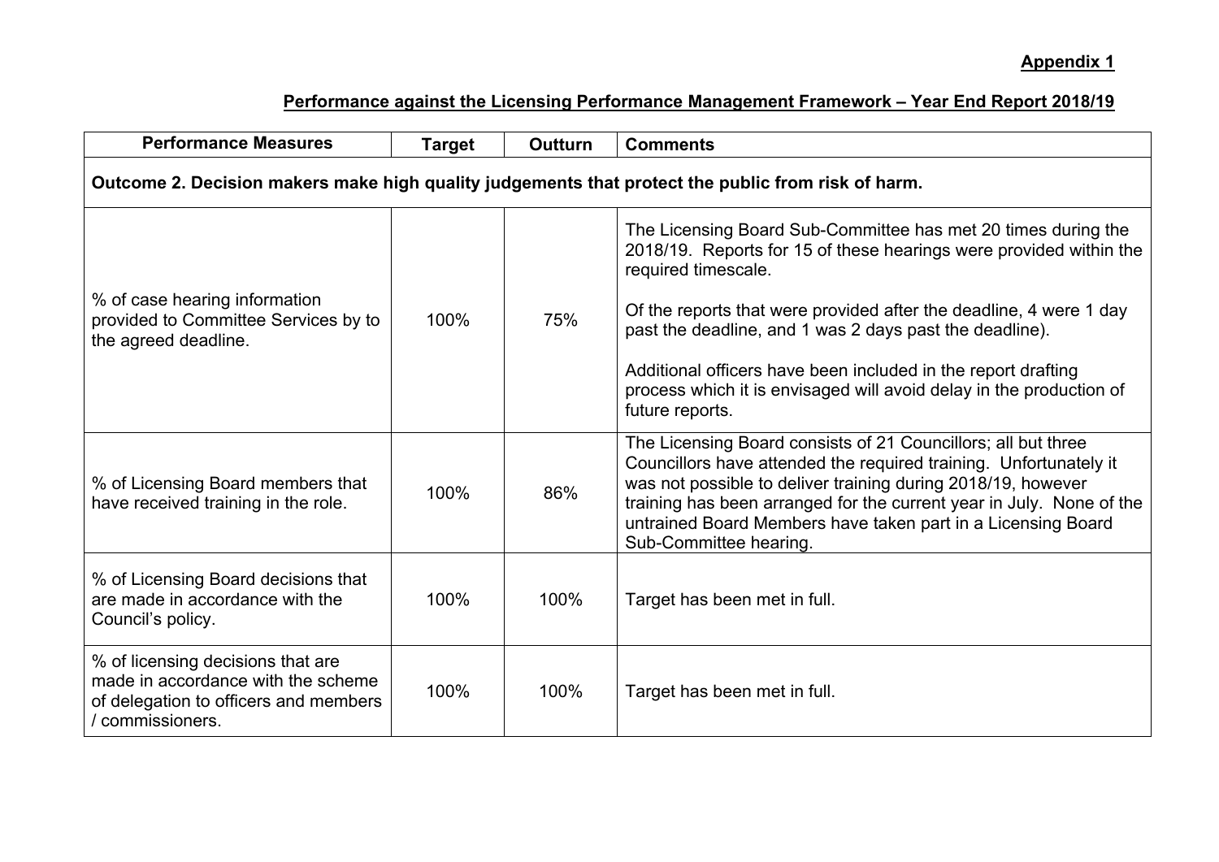**Appendix 1**

**Performance against the Licensing Performance Management Framework – Year End Report 2018/19**

| Performance Measures | Target | Outturn | Comments |
|---|---|---|---|
| **Outcome 2. Decision makers make high quality judgements that protect the public from risk of harm.** | | | |
| % of case hearing information provided to Committee Services by to the agreed deadline. | 100% | 75% | The Licensing Board Sub-Committee has met 20 times during the 2018/19. Reports for 15 of these hearings were provided within the required timescale. <br><br> Of the reports that were provided after the deadline, 4 were 1 day past the deadline, and 1 was 2 days past the deadline). <br><br> Additional officers have been included in the report drafting process which it is envisaged will avoid delay in the production of future reports. |
| % of Licensing Board members that have received training in the role. | 100% | 86% | The Licensing Board consists of 21 Councillors; all but three Councillors have attended the required training. Unfortunately it was not possible to deliver training during 2018/19, however training has been arranged for the current year in July. None of the untrained Board Members have taken part in a Licensing Board Sub-Committee hearing. |
| % of Licensing Board decisions that are made in accordance with the Council's policy. | 100% | 100% | Target has been met in full. |
| % of licensing decisions that are made in accordance with the scheme of delegation to officers and members / commissioners. | 100% | 100% | Target has been met in full. |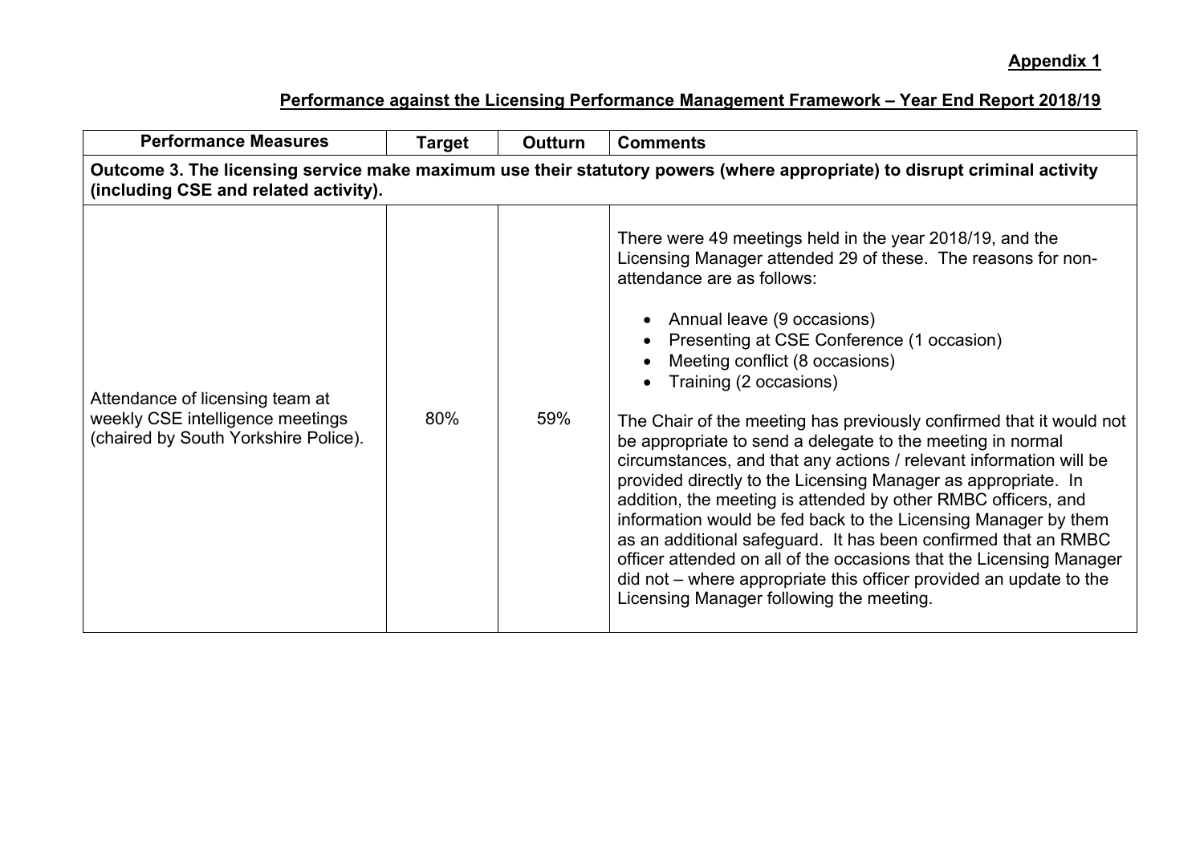**Appendix 1**

**Performance against the Licensing Performance Management Framework – Year End Report 2018/19**

| Performance Measures | Target | Outturn | Comments |
|---|---|---|---|
| **Outcome 3. The licensing service make maximum use their statutory powers (where appropriate) to disrupt criminal activity (including CSE and related activity).** | | | |
| Attendance of licensing team at weekly CSE intelligence meetings (chaired by South Yorkshire Police). | 80% | 59% | There were 49 meetings held in the year 2018/19, and the Licensing Manager attended 29 of these. The reasons for non-attendance are as follows:<br><br>• Annual leave (9 occasions)<br>• Presenting at CSE Conference (1 occasion)<br>• Meeting conflict (8 occasions)<br>• Training (2 occasions)<br><br>The Chair of the meeting has previously confirmed that it would not be appropriate to send a delegate to the meeting in normal circumstances, and that any actions / relevant information will be provided directly to the Licensing Manager as appropriate. In addition, the meeting is attended by other RMBC officers, and information would be fed back to the Licensing Manager by them as an additional safeguard. It has been confirmed that an RMBC officer attended on all of the occasions that the Licensing Manager did not – where appropriate this officer provided an update to the Licensing Manager following the meeting. |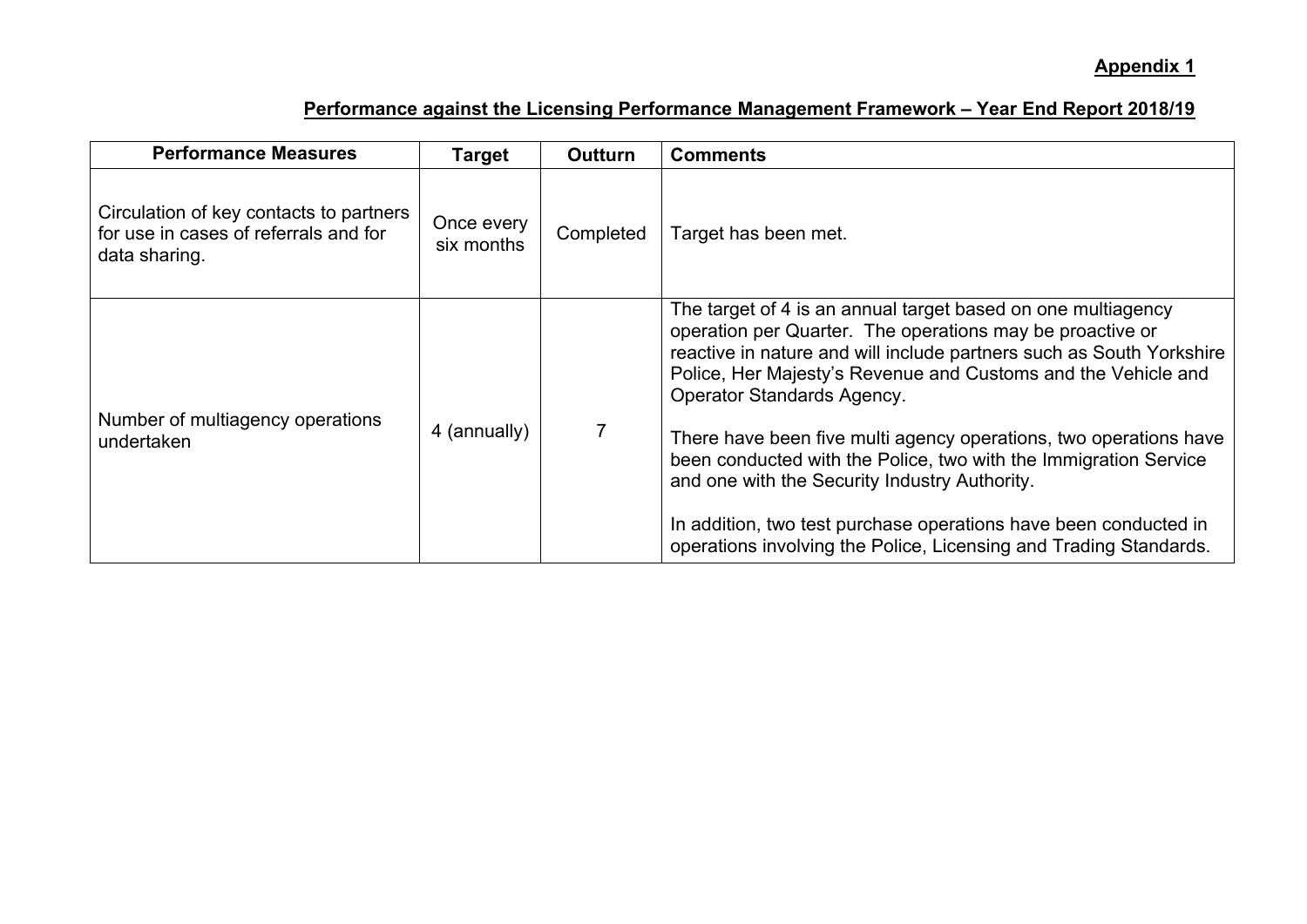**Appendix 1**

**Performance against the Licensing Performance Management Framework – Year End Report 2018/19**

| Performance Measures | Target | Outturn | Comments |
|---|---|---|---|
| Circulation of key contacts to partners for use in cases of referrals and for data sharing. | Once every six months | Completed | Target has been met. |
| Number of multiagency operations undertaken | 4 (annually) | 7 | The target of 4 is an annual target based on one multiagency operation per Quarter. The operations may be proactive or reactive in nature and will include partners such as South Yorkshire Police, Her Majesty's Revenue and Customs and the Vehicle and Operator Standards Agency.<br><br>There have been five multi agency operations, two operations have been conducted with the Police, two with the Immigration Service and one with the Security Industry Authority.<br><br>In addition, two test purchase operations have been conducted in operations involving the Police, Licensing and Trading Standards. |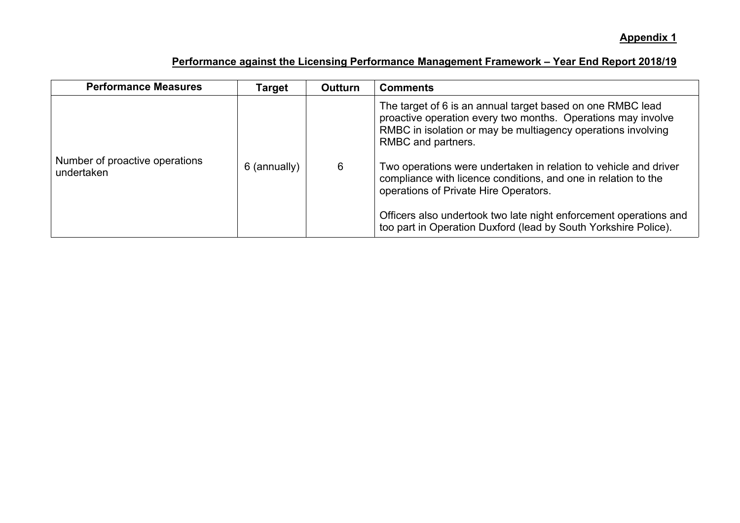**Appendix 1**

**Performance against the Licensing Performance Management Framework – Year End Report 2018/19**

| Performance Measures | Target | Outturn | Comments |
|---|---|---|---|
| Number of proactive operations undertaken | 6 (annually) | 6 | The target of 6 is an annual target based on one RMBC lead proactive operation every two months. Operations may involve RMBC in isolation or may be multiagency operations involving RMBC and partners.<br><br>Two operations were undertaken in relation to vehicle and driver compliance with licence conditions, and one in relation to the operations of Private Hire Operators.<br><br>Officers also undertook two late night enforcement operations and too part in Operation Duxford (lead by South Yorkshire Police). |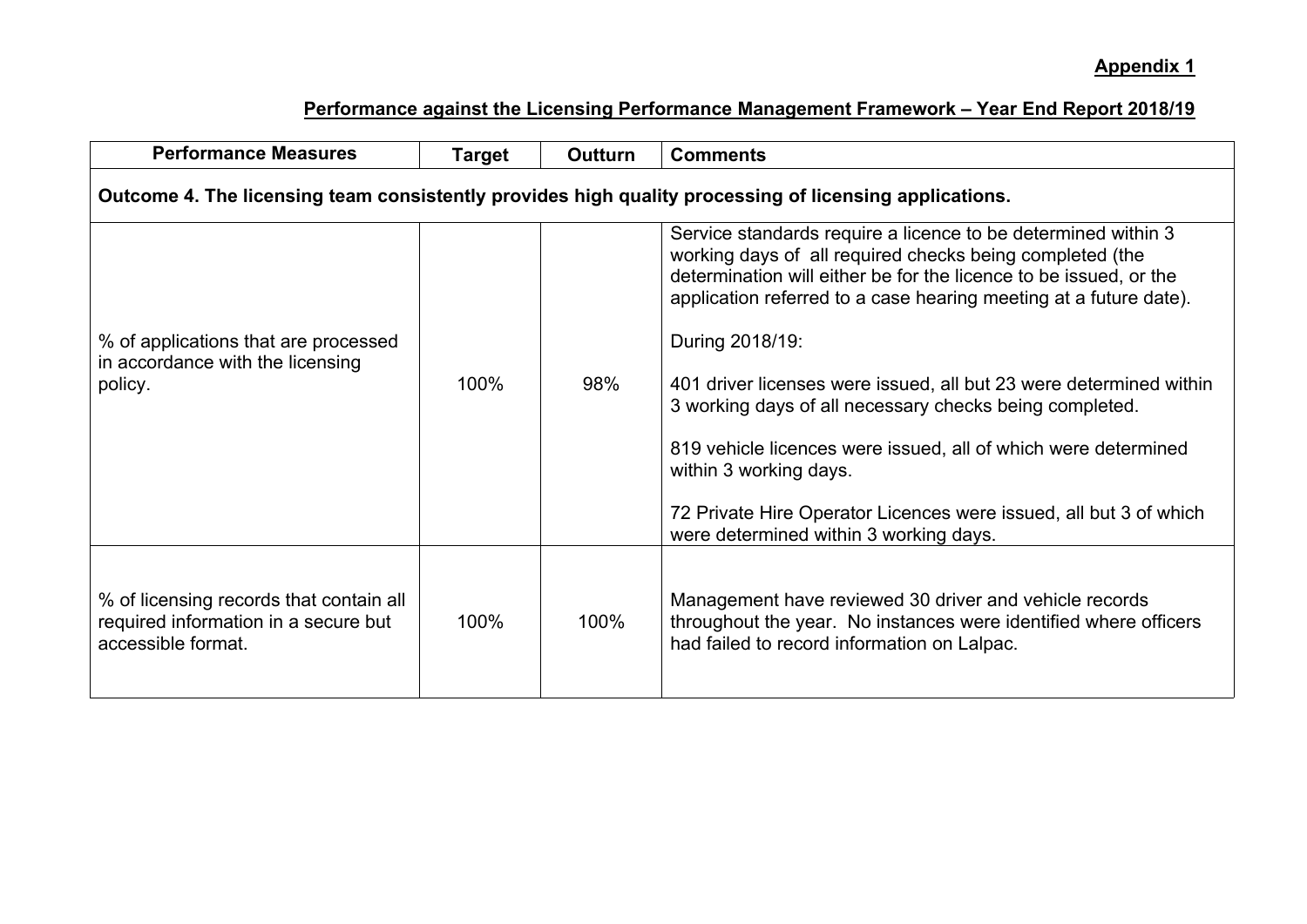**Appendix 1**

**Performance against the Licensing Performance Management Framework – Year End Report 2018/19**

| Performance Measures | Target | Outturn | Comments |
|---|---|---|---|
| **Outcome 4. The licensing team consistently provides high quality processing of licensing applications.** | | | |
| % of applications that are processed in accordance with the licensing policy. | 100% | 98% | Service standards require a licence to be determined within 3 working days of all required checks being completed (the determination will either be for the licence to be issued, or the application referred to a case hearing meeting at a future date).<br><br>During 2018/19:<br><br>401 driver licenses were issued, all but 23 were determined within 3 working days of all necessary checks being completed.<br><br>819 vehicle licences were issued, all of which were determined within 3 working days.<br><br>72 Private Hire Operator Licences were issued, all but 3 of which were determined within 3 working days. |
| % of licensing records that contain all required information in a secure but accessible format. | 100% | 100% | Management have reviewed 30 driver and vehicle records throughout the year. No instances were identified where officers had failed to record information on Lalpac. |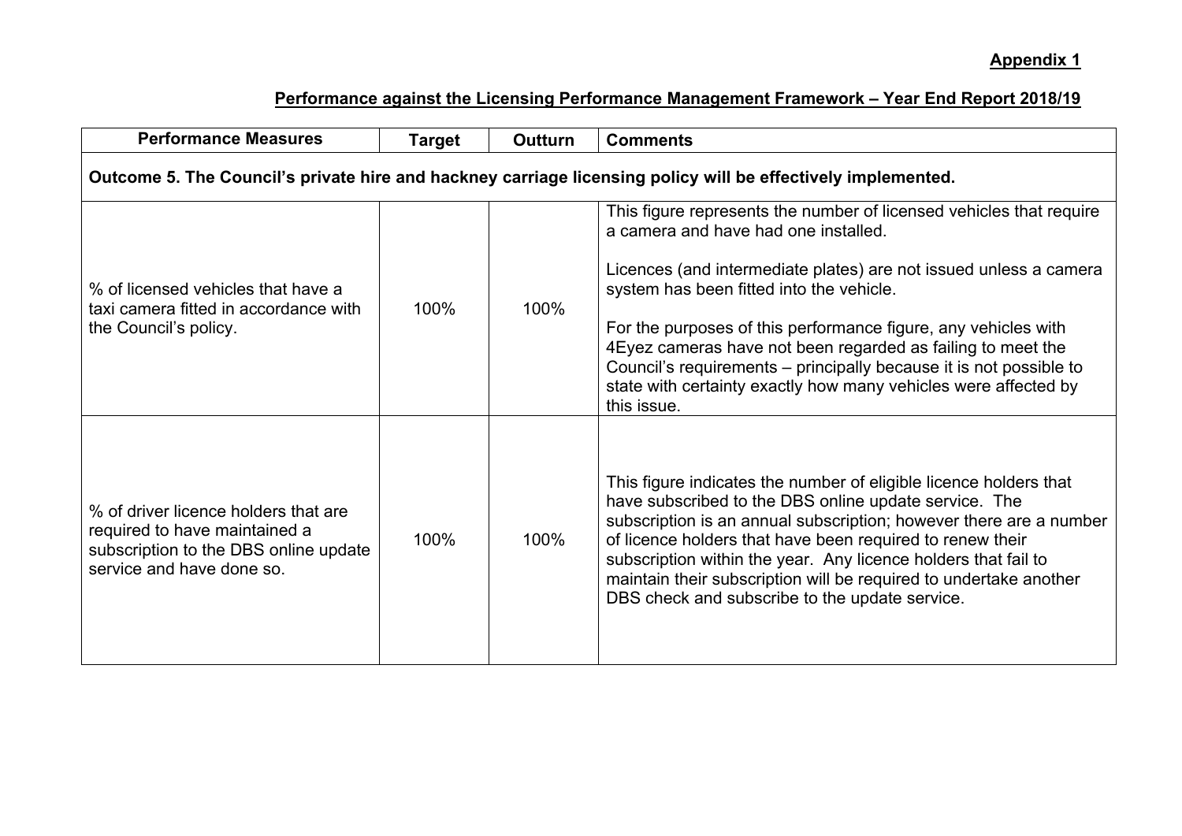**Appendix 1**

**Performance against the Licensing Performance Management Framework – Year End Report 2018/19**

| Performance Measures | Target | Outturn | Comments |
|---|---|---|---|
| **Outcome 5. The Council's private hire and hackney carriage licensing policy will be effectively implemented.** | | | |
| % of licensed vehicles that have a taxi camera fitted in accordance with the Council's policy. | 100% | 100% | This figure represents the number of licensed vehicles that require a camera and have had one installed.<br><br>Licences (and intermediate plates) are not issued unless a camera system has been fitted into the vehicle.<br><br>For the purposes of this performance figure, any vehicles with 4Eyez cameras have not been regarded as failing to meet the Council's requirements – principally because it is not possible to state with certainty exactly how many vehicles were affected by this issue. |
| % of driver licence holders that are required to have maintained a subscription to the DBS online update service and have done so. | 100% | 100% | This figure indicates the number of eligible licence holders that have subscribed to the DBS online update service. The subscription is an annual subscription; however there are a number of licence holders that have been required to renew their subscription within the year. Any licence holders that fail to maintain their subscription will be required to undertake another DBS check and subscribe to the update service. |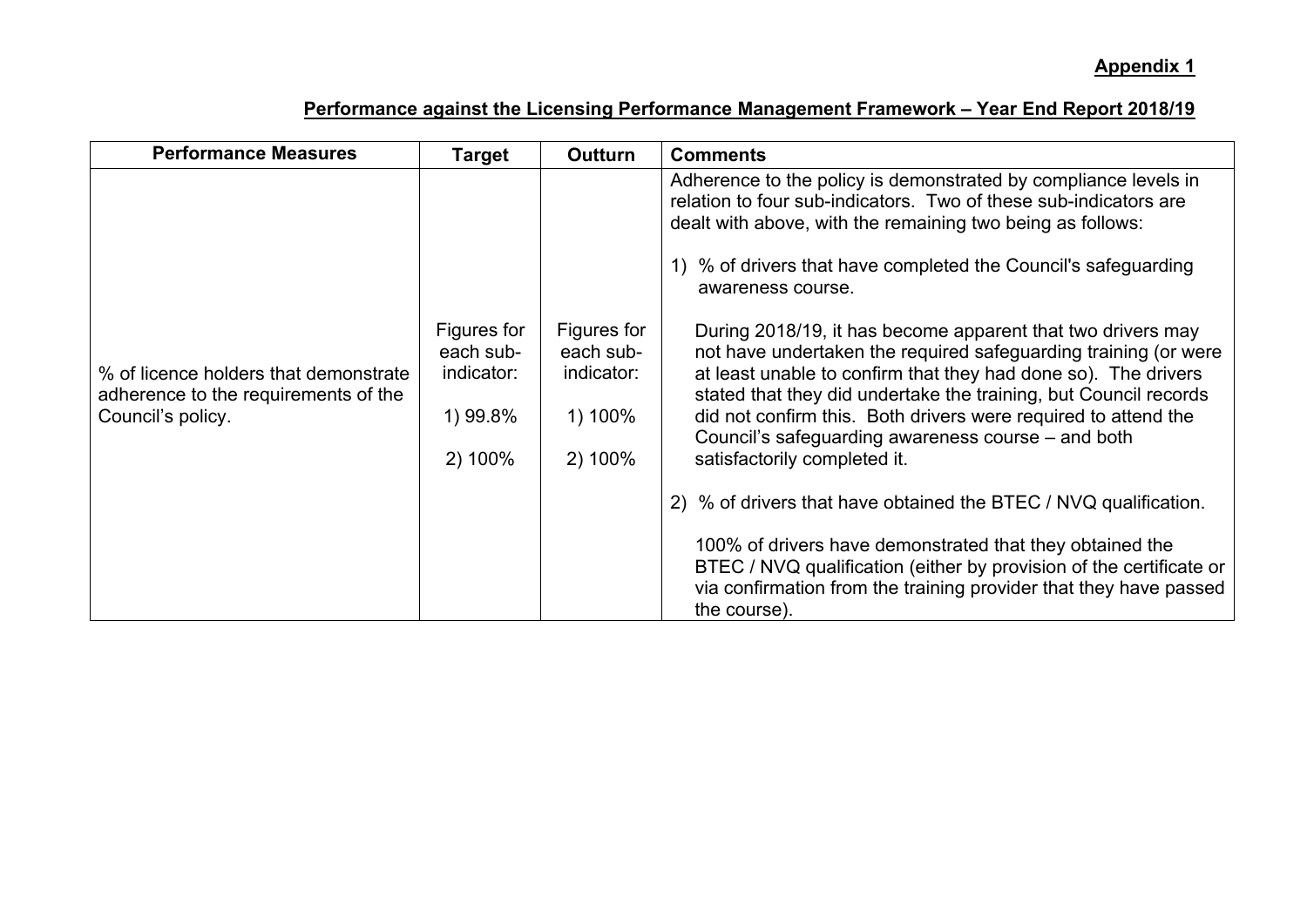**Appendix 1**

**Performance against the Licensing Performance Management Framework – Year End Report 2018/19**

| Performance Measures | Target | Outturn | Comments |
|---|---|---|---|
| % of licence holders that demonstrate adherence to the requirements of the Council's policy. | Figures for each sub-indicator:<br><br>1) 99.8%<br><br>2) 100% | Figures for each sub-indicator:<br><br>1) 100%<br><br>2) 100% | Adherence to the policy is demonstrated by compliance levels in relation to four sub-indicators. Two of these sub-indicators are dealt with above, with the remaining two being as follows:<br><br>1) % of drivers that have completed the Council's safeguarding awareness course.<br><br>During 2018/19, it has become apparent that two drivers may not have undertaken the required safeguarding training (or were at least unable to confirm that they had done so). The drivers stated that they did undertake the training, but Council records did not confirm this. Both drivers were required to attend the Council's safeguarding awareness course – and both satisfactorily completed it.<br><br>2) % of drivers that have obtained the BTEC / NVQ qualification.<br><br>100% of drivers have demonstrated that they obtained the BTEC / NVQ qualification (either by provision of the certificate or via confirmation from the training provider that they have passed the course). |